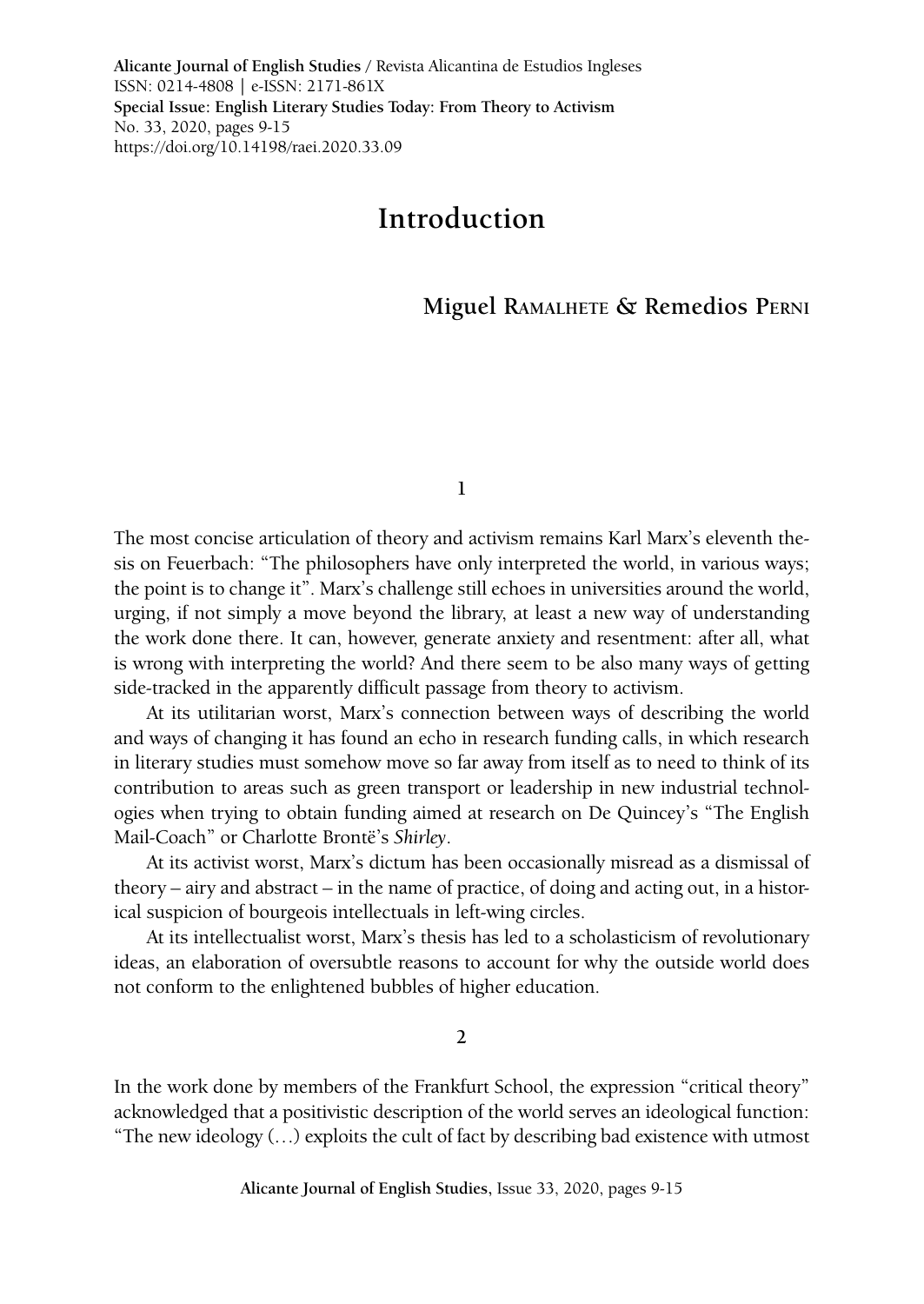# Introduction

**Miguel Ramalhete & Remedios Perni**

## 1

The most concise articulation of theory and activism remains Karl Marx's eleventh thesis on Feuerbach: "The philosophers have only interpreted the world, in various ways; the point is to change it". Marx's challenge still echoes in universities around the world, urging, if not simply a move beyond the library, at least a new way of understanding the work done there. It can, however, generate anxiety and resentment: after all, what is wrong with interpreting the world? And there seem to be also many ways of getting side-tracked in the apparently difficult passage from theory to activism.

At its utilitarian worst, Marx's connection between ways of describing the world and ways of changing it has found an echo in research funding calls, in which research in literary studies must somehow move so far away from itself as to need to think of its contribution to areas such as green transport or leadership in new industrial technologies when trying to obtain funding aimed at research on De Quincey's "The English Mail-Coach" or Charlotte Brontë's *Shirley*.

At its activist worst, Marx's dictum has been occasionally misread as a dismissal of theory – airy and abstract – in the name of practice, of doing and acting out, in a historical suspicion of bourgeois intellectuals in left-wing circles.

At its intellectualist worst, Marx's thesis has led to a scholasticism of revolutionary ideas, an elaboration of oversubtle reasons to account for why the outside world does not conform to the enlightened bubbles of higher education.

## 2

In the work done by members of the Frankfurt School, the expression "critical theory" acknowledged that a positivistic description of the world serves an ideological function: "The new ideology (…) exploits the cult of fact by describing bad existence with utmost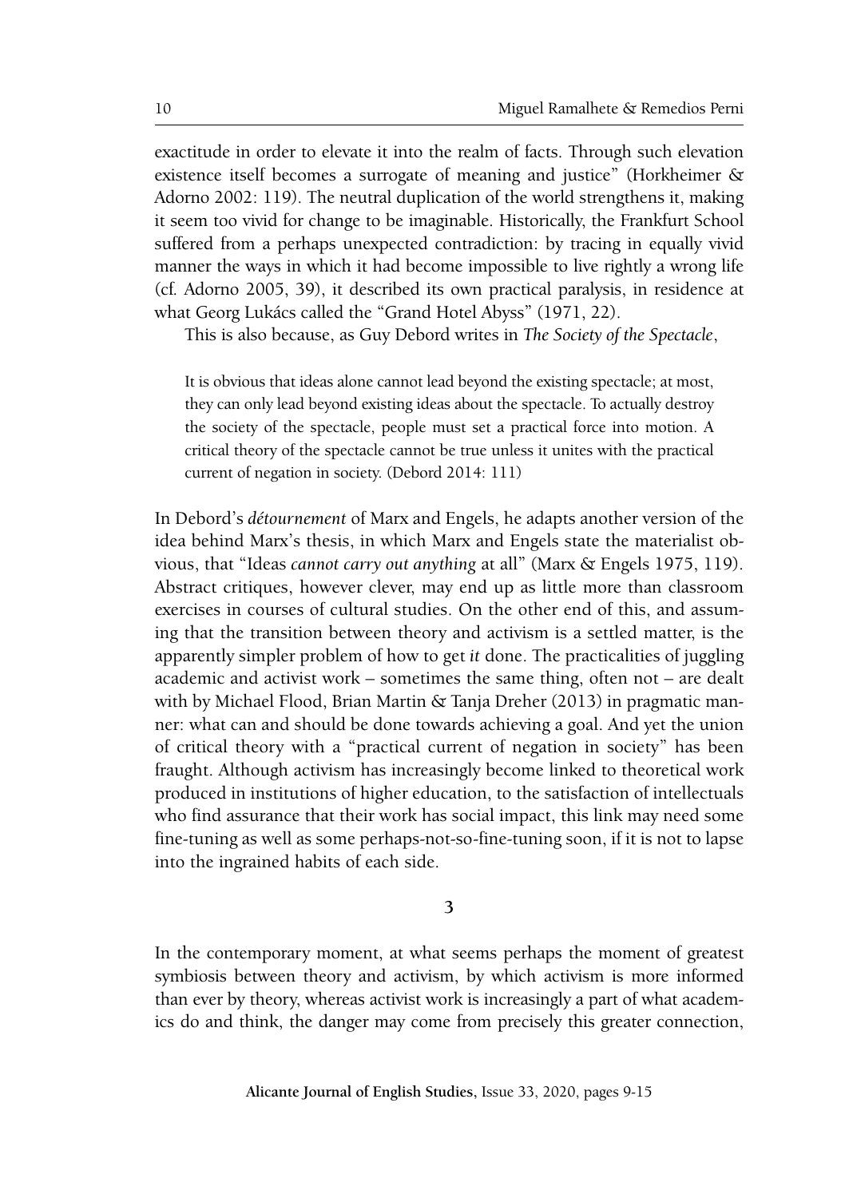exactitude in order to elevate it into the realm of facts. Through such elevation existence itself becomes a surrogate of meaning and justice" (Horkheimer & Adorno 2002: 119). The neutral duplication of the world strengthens it, making it seem too vivid for change to be imaginable. Historically, the Frankfurt School suffered from a perhaps unexpected contradiction: by tracing in equally vivid manner the ways in which it had become impossible to live rightly a wrong life (cf. Adorno 2005, 39), it described its own practical paralysis, in residence at what Georg Lukács called the "Grand Hotel Abyss" (1971, 22).

This is also because, as Guy Debord writes in *The Society of the Spectacle*,

> It is obvious that ideas alone cannot lead beyond the existing spectacle; at most, they can only lead beyond existing ideas about the spectacle. To actually destroy the society of the spectacle, people must set a practical force into motion. A critical theory of the spectacle cannot be true unless it unites with the practical current of negation in society. (Debord 2014: 111)

In Debord's *détournement* of Marx and Engels, he adapts another version of the idea behind Marx's thesis, in which Marx and Engels state the materialist obvious, that "Ideas *cannot carry out anything* at all" (Marx & Engels 1975, 119). Abstract critiques, however clever, may end up as little more than classroom exercises in courses of cultural studies. On the other end of this, and assuming that the transition between theory and activism is a settled matter, is the apparently simpler problem of how to get *it* done. The practicalities of juggling academic and activist work – sometimes the same thing, often not – are dealt with by Michael Flood, Brian Martin & Tanja Dreher (2013) in pragmatic manner: what can and should be done towards achieving a goal. And yet the union of critical theory with a "practical current of negation in society" has been fraught. Although activism has increasingly become linked to theoretical work produced in institutions of higher education, to the satisfaction of intellectuals who find assurance that their work has social impact, this link may need some fine-tuning as well as some perhaps-not-so-fine-tuning soon, if it is not to lapse into the ingrained habits of each side.

## 3

In the contemporary moment, at what seems perhaps the moment of greatest symbiosis between theory and activism, by which activism is more informed than ever by theory, whereas activist work is increasingly a part of what academics do and think, the danger may come from precisely this greater connection,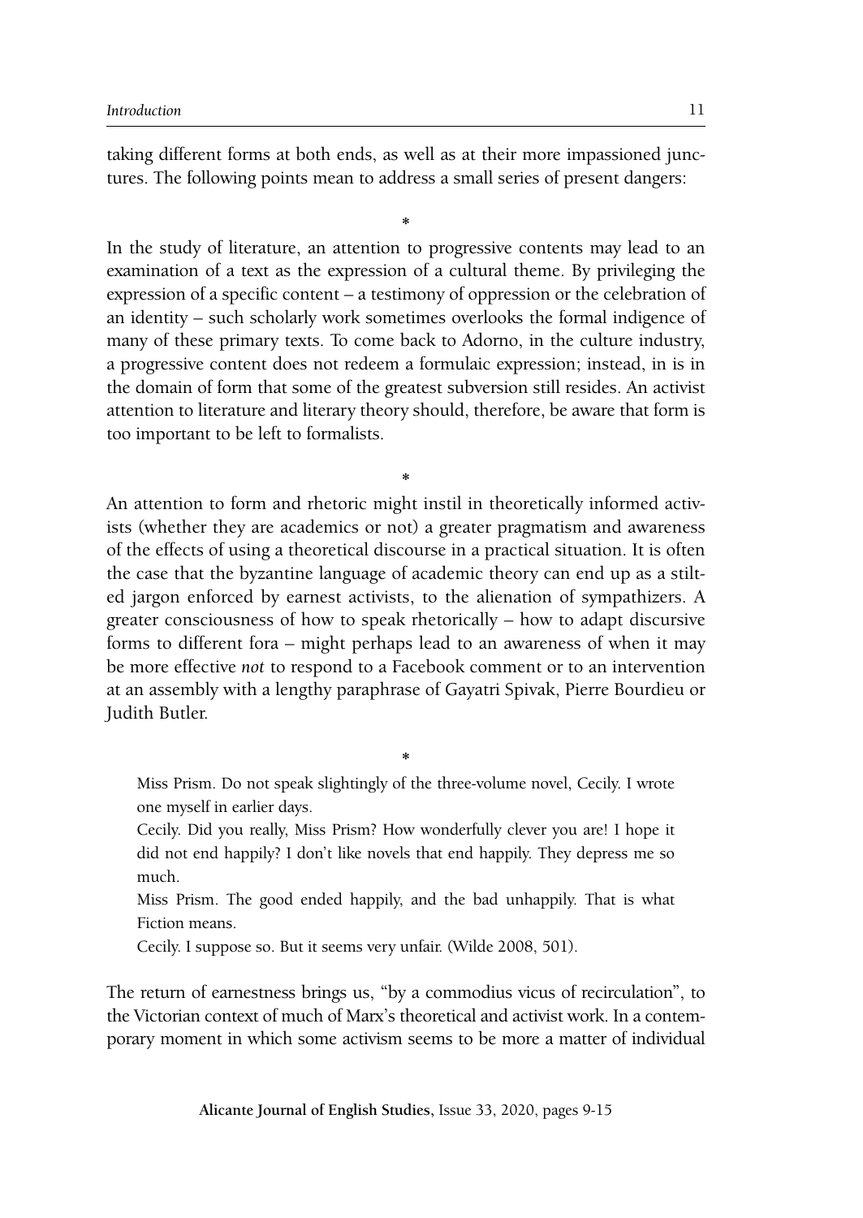taking different forms at both ends, as well as at their more impassioned junctures. The following points mean to address a small series of present dangers:

*

In the study of literature, an attention to progressive contents may lead to an examination of a text as the expression of a cultural theme. By privileging the expression of a specific content – a testimony of oppression or the celebration of an identity – such scholarly work sometimes overlooks the formal indigence of many of these primary texts. To come back to Adorno, in the culture industry, a progressive content does not redeem a formulaic expression; instead, in is in the domain of form that some of the greatest subversion still resides. An activist attention to literature and literary theory should, therefore, be aware that form is too important to be left to formalists.

*

An attention to form and rhetoric might instil in theoretically informed activists (whether they are academics or not) a greater pragmatism and awareness of the effects of using a theoretical discourse in a practical situation. It is often the case that the byzantine language of academic theory can end up as a stilted jargon enforced by earnest activists, to the alienation of sympathizers. A greater consciousness of how to speak rhetorically – how to adapt discursive forms to different fora – might perhaps lead to an awareness of when it may be more effective *not* to respond to a Facebook comment or to an intervention at an assembly with a lengthy paraphrase of Gayatri Spivak, Pierre Bourdieu or Judith Butler.

*

> Miss Prism. Do not speak slightingly of the three-volume novel, Cecily. I wrote one myself in earlier days.
>
> Cecily. Did you really, Miss Prism? How wonderfully clever you are! I hope it did not end happily? I don't like novels that end happily. They depress me so much.
>
> Miss Prism. The good ended happily, and the bad unhappily. That is what Fiction means.
>
> Cecily. I suppose so. But it seems very unfair. (Wilde 2008, 501).

The return of earnestness brings us, "by a commodius vicus of recirculation", to the Victorian context of much of Marx's theoretical and activist work. In a contemporary moment in which some activism seems to be more a matter of individual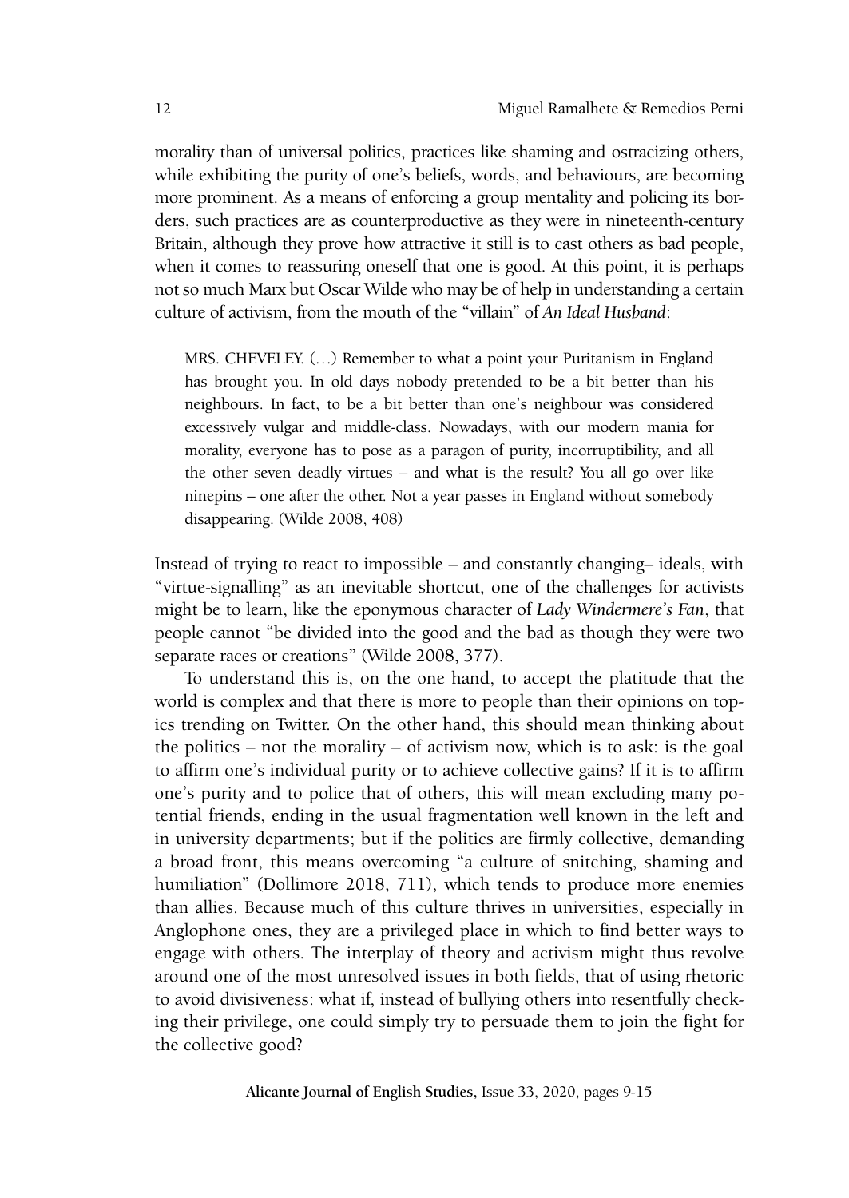morality than of universal politics, practices like shaming and ostracizing others, while exhibiting the purity of one's beliefs, words, and behaviours, are becoming more prominent. As a means of enforcing a group mentality and policing its borders, such practices are as counterproductive as they were in nineteenth-century Britain, although they prove how attractive it still is to cast others as bad people, when it comes to reassuring oneself that one is good. At this point, it is perhaps not so much Marx but Oscar Wilde who may be of help in understanding a certain culture of activism, from the mouth of the "villain" of *An Ideal Husband*:

> MRS. CHEVELEY. (…) Remember to what a point your Puritanism in England has brought you. In old days nobody pretended to be a bit better than his neighbours. In fact, to be a bit better than one's neighbour was considered excessively vulgar and middle-class. Nowadays, with our modern mania for morality, everyone has to pose as a paragon of purity, incorruptibility, and all the other seven deadly virtues – and what is the result? You all go over like ninepins – one after the other. Not a year passes in England without somebody disappearing. (Wilde 2008, 408)

Instead of trying to react to impossible – and constantly changing– ideals, with "virtue-signalling" as an inevitable shortcut, one of the challenges for activists might be to learn, like the eponymous character of *Lady Windermere's Fan*, that people cannot "be divided into the good and the bad as though they were two separate races or creations" (Wilde 2008, 377).

To understand this is, on the one hand, to accept the platitude that the world is complex and that there is more to people than their opinions on topics trending on Twitter. On the other hand, this should mean thinking about the politics – not the morality – of activism now, which is to ask: is the goal to affirm one's individual purity or to achieve collective gains? If it is to affirm one's purity and to police that of others, this will mean excluding many potential friends, ending in the usual fragmentation well known in the left and in university departments; but if the politics are firmly collective, demanding a broad front, this means overcoming "a culture of snitching, shaming and humiliation" (Dollimore 2018, 711), which tends to produce more enemies than allies. Because much of this culture thrives in universities, especially in Anglophone ones, they are a privileged place in which to find better ways to engage with others. The interplay of theory and activism might thus revolve around one of the most unresolved issues in both fields, that of using rhetoric to avoid divisiveness: what if, instead of bullying others into resentfully checking their privilege, one could simply try to persuade them to join the fight for the collective good?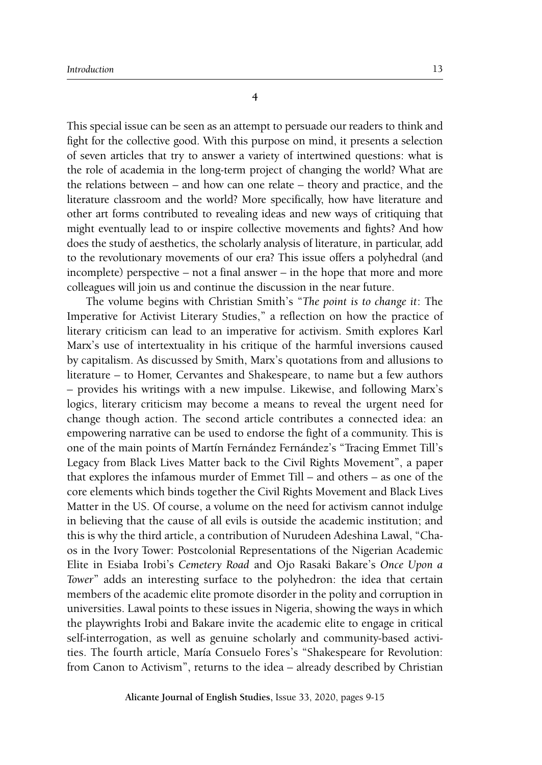## 4

This special issue can be seen as an attempt to persuade our readers to think and fight for the collective good. With this purpose on mind, it presents a selection of seven articles that try to answer a variety of intertwined questions: what is the role of academia in the long-term project of changing the world? What are the relations between – and how can one relate – theory and practice, and the literature classroom and the world? More specifically, how have literature and other art forms contributed to revealing ideas and new ways of critiquing that might eventually lead to or inspire collective movements and fights? And how does the study of aesthetics, the scholarly analysis of literature, in particular, add to the revolutionary movements of our era? This issue offers a polyhedral (and incomplete) perspective – not a final answer – in the hope that more and more colleagues will join us and continue the discussion in the near future.

The volume begins with Christian Smith's "*The point is to change it*: The Imperative for Activist Literary Studies," a reflection on how the practice of literary criticism can lead to an imperative for activism. Smith explores Karl Marx's use of intertextuality in his critique of the harmful inversions caused by capitalism. As discussed by Smith, Marx's quotations from and allusions to literature – to Homer, Cervantes and Shakespeare, to name but a few authors – provides his writings with a new impulse. Likewise, and following Marx's logics, literary criticism may become a means to reveal the urgent need for change though action. The second article contributes a connected idea: an empowering narrative can be used to endorse the fight of a community. This is one of the main points of Martín Fernández Fernández's "Tracing Emmet Till's Legacy from Black Lives Matter back to the Civil Rights Movement", a paper that explores the infamous murder of Emmet Till – and others – as one of the core elements which binds together the Civil Rights Movement and Black Lives Matter in the US. Of course, a volume on the need for activism cannot indulge in believing that the cause of all evils is outside the academic institution; and this is why the third article, a contribution of Nurudeen Adeshina Lawal, "Chaos in the Ivory Tower: Postcolonial Representations of the Nigerian Academic Elite in Esiaba Irobi's *Cemetery Road* and Ojo Rasaki Bakare's *Once Upon a Tower*" adds an interesting surface to the polyhedron: the idea that certain members of the academic elite promote disorder in the polity and corruption in universities. Lawal points to these issues in Nigeria, showing the ways in which the playwrights Irobi and Bakare invite the academic elite to engage in critical self-interrogation, as well as genuine scholarly and community-based activities. The fourth article, María Consuelo Fores's "Shakespeare for Revolution: from Canon to Activism", returns to the idea – already described by Christian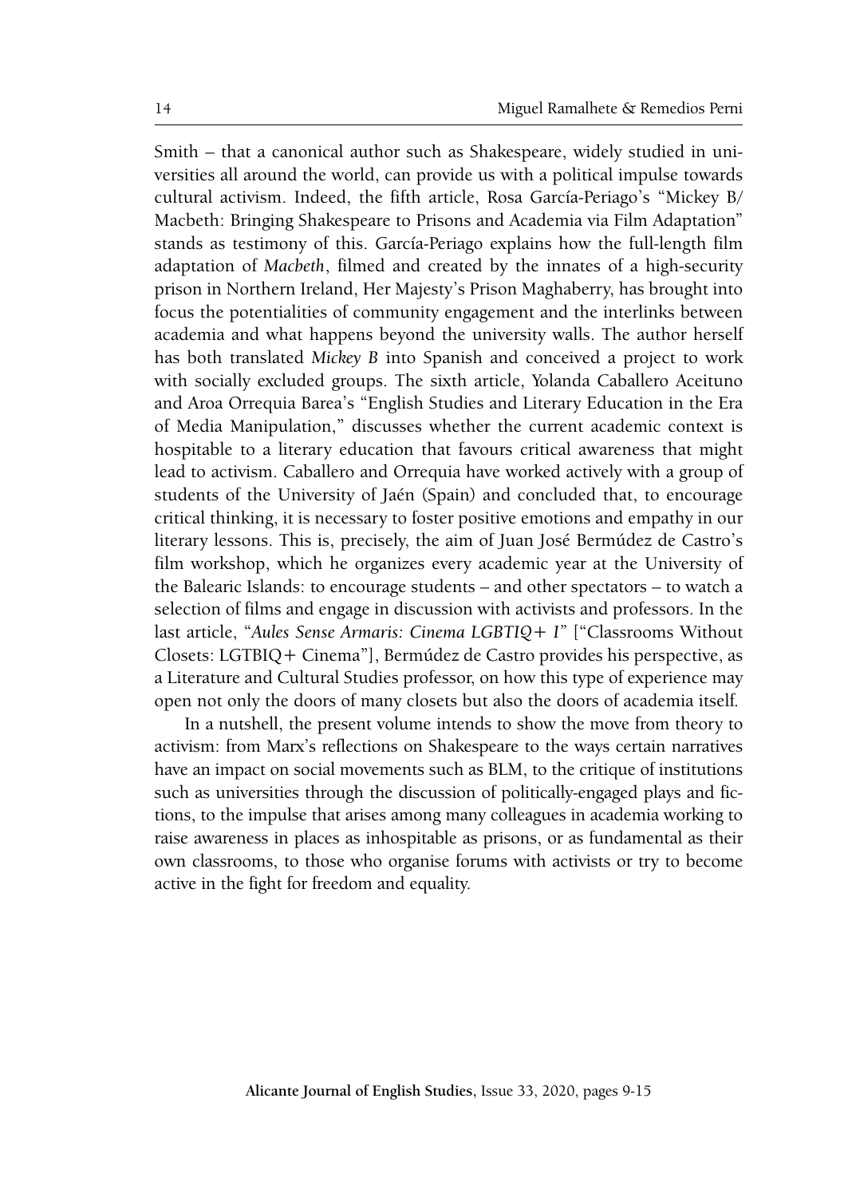Smith – that a canonical author such as Shakespeare, widely studied in universities all around the world, can provide us with a political impulse towards cultural activism. Indeed, the fifth article, Rosa García-Periago's "Mickey B/ Macbeth: Bringing Shakespeare to Prisons and Academia via Film Adaptation" stands as testimony of this. García-Periago explains how the full-length film adaptation of *Macbeth*, filmed and created by the innates of a high-security prison in Northern Ireland, Her Majesty's Prison Maghaberry, has brought into focus the potentialities of community engagement and the interlinks between academia and what happens beyond the university walls. The author herself has both translated *Mickey B* into Spanish and conceived a project to work with socially excluded groups. The sixth article, Yolanda Caballero Aceituno and Aroa Orrequia Barea's "English Studies and Literary Education in the Era of Media Manipulation," discusses whether the current academic context is hospitable to a literary education that favours critical awareness that might lead to activism. Caballero and Orrequia have worked actively with a group of students of the University of Jaén (Spain) and concluded that, to encourage critical thinking, it is necessary to foster positive emotions and empathy in our literary lessons. This is, precisely, the aim of Juan José Bermúdez de Castro's film workshop, which he organizes every academic year at the University of the Balearic Islands: to encourage students – and other spectators – to watch a selection of films and engage in discussion with activists and professors. In the last article, "*Aules Sense Armaris: Cinema LGBTIQ+ I*" ["Classrooms Without Closets: LGTBIQ+ Cinema"], Bermúdez de Castro provides his perspective, as a Literature and Cultural Studies professor, on how this type of experience may open not only the doors of many closets but also the doors of academia itself.

In a nutshell, the present volume intends to show the move from theory to activism: from Marx's reflections on Shakespeare to the ways certain narratives have an impact on social movements such as BLM, to the critique of institutions such as universities through the discussion of politically-engaged plays and fictions, to the impulse that arises among many colleagues in academia working to raise awareness in places as inhospitable as prisons, or as fundamental as their own classrooms, to those who organise forums with activists or try to become active in the fight for freedom and equality.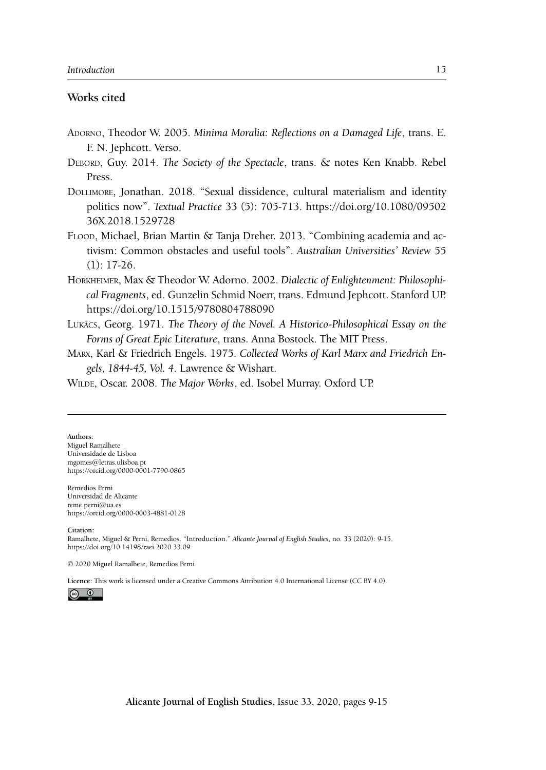## Works cited

Adorno, Theodor W. 2005. *Minima Moralia: Reflections on a Damaged Life*, trans. E. F. N. Jephcott. Verso.

Debord, Guy. 2014. *The Society of the Spectacle*, trans. & notes Ken Knabb. Rebel Press.

Dollimore, Jonathan. 2018. "Sexual dissidence, cultural materialism and identity politics now". *Textual Practice* 33 (5): 705-713. https://doi.org/10.1080/0950236X.2018.1529728

Flood, Michael, Brian Martin & Tanja Dreher. 2013. "Combining academia and activism: Common obstacles and useful tools". *Australian Universities' Review* 55 (1): 17-26.

Horkheimer, Max & Theodor W. Adorno. 2002. *Dialectic of Enlightenment: Philosophical Fragments*, ed. Gunzelin Schmid Noerr, trans. Edmund Jephcott. Stanford UP. https://doi.org/10.1515/9780804788090

Lukács, Georg. 1971. *The Theory of the Novel. A Historico-Philosophical Essay on the Forms of Great Epic Literature*, trans. Anna Bostock. The MIT Press.

Marx, Karl & Friedrich Engels. 1975. *Collected Works of Karl Marx and Friedrich Engels, 1844-45, Vol. 4*. Lawrence & Wishart.

Wilde, Oscar. 2008. *The Major Works*, ed. Isobel Murray. Oxford UP.

---

**Authors:**
Miguel Ramalhete
Universidade de Lisboa
mgomes@letras.ulisboa.pt
https://orcid.org/0000-0001-7790-0865

Remedios Perni
Universidad de Alicante
reme.perni@ua.es
https://orcid.org/0000-0003-4881-0128

**Citation:**
Ramalhete, Miguel & Perni, Remedios. "Introduction." *Alicante Journal of English Studies*, no. 33 (2020): 9-15. https://doi.org/10.14198/raei.2020.33.09

© 2020 Miguel Ramalhete, Remedios Perni

**Licence:** This work is licensed under a Creative Commons Attribution 4.0 International License (CC BY 4.0).